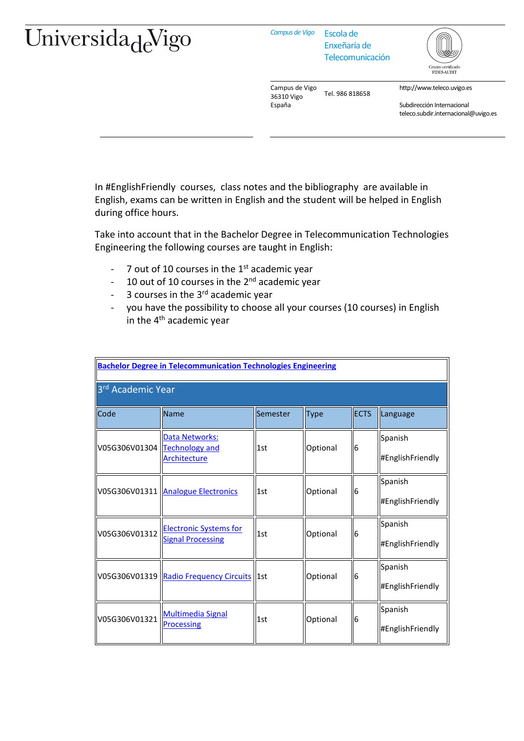Universidad de Vigo

Campus de Vigo

Escola de Enxeñaría de Telecomunicación

Campus de Vigo
36310 Vigo
España

Tel. 986 818658

http://www.teleco.uvigo.es

Subdirección Internacional
teleco.subdir.internacional@uvigo.es

In #EnglishFriendly courses, class notes and the bibliography are available in English, exams can be written in English and the student will be helped in English during office hours.

Take into account that in the Bachelor Degree in Telecommunication Technologies Engineering the following courses are taught in English:

- 7 out of 10 courses in the 1st academic year
- 10 out of 10 courses in the 2nd academic year
- 3 courses in the 3rd academic year
- you have the possibility to choose all your courses (10 courses) in English in the 4th academic year

| Bachelor Degree in Telecommunication Technologies Engineering | | | | | |
|---|---|---|---|---|---|
| 3rd Academic Year | | | | | |
| Code | Name | Semester | Type | ECTS | Language |
| V05G306V01304 | Data Networks: Technology and Architecture | 1st | Optional | 6 | Spanish #EnglishFriendly |
| V05G306V01311 | Analogue Electronics | 1st | Optional | 6 | Spanish #EnglishFriendly |
| V05G306V01312 | Electronic Systems for Signal Processing | 1st | Optional | 6 | Spanish #EnglishFriendly |
| V05G306V01319 | Radio Frequency Circuits | 1st | Optional | 6 | Spanish #EnglishFriendly |
| V05G306V01321 | Multimedia Signal Processing | 1st | Optional | 6 | Spanish #EnglishFriendly |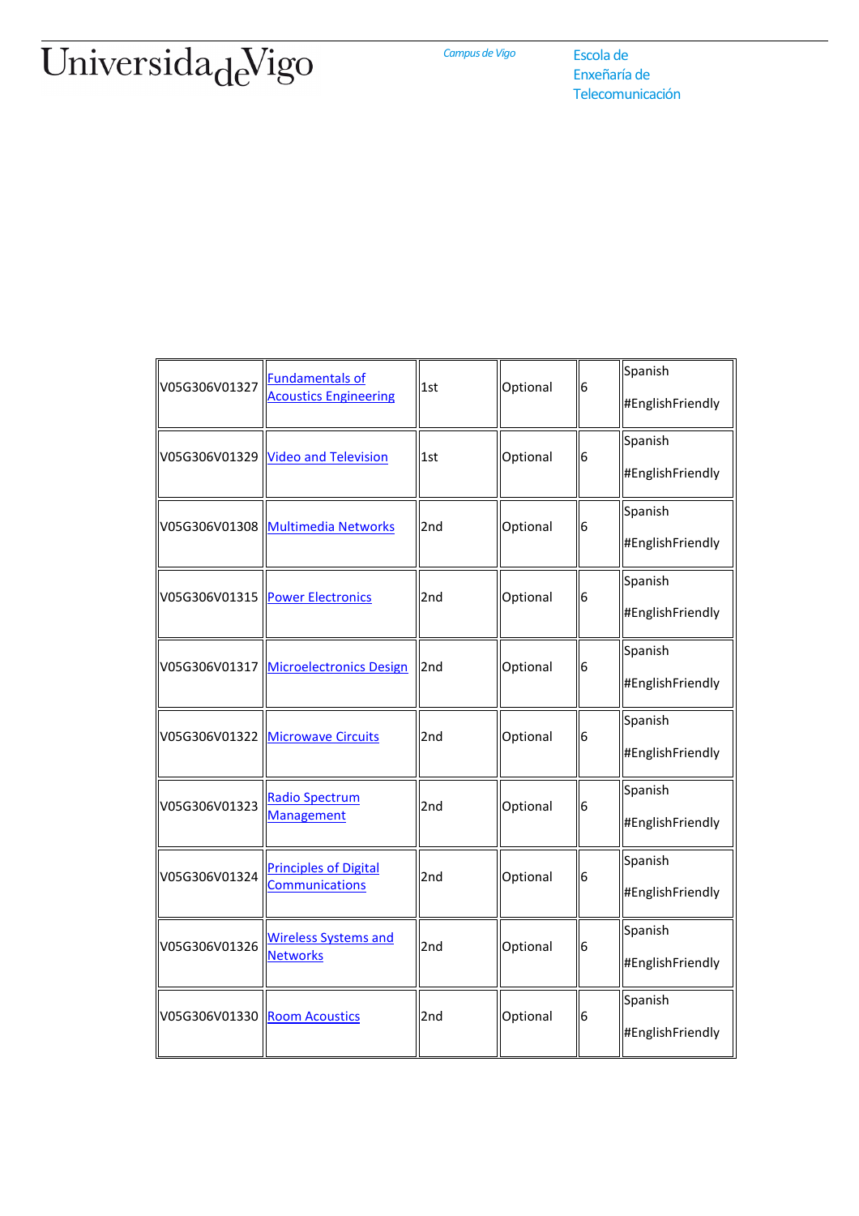| | | | | | |
|---|---|---|---|---|---|
| V05G306V01327 | Fundamentals of Acoustics Engineering | 1st | Optional | 6 | Spanish<br><br>#EnglishFriendly |
| V05G306V01329 | Video and Television | 1st | Optional | 6 | Spanish<br><br>#EnglishFriendly |
| V05G306V01308 | Multimedia Networks | 2nd | Optional | 6 | Spanish<br><br>#EnglishFriendly |
| V05G306V01315 | Power Electronics | 2nd | Optional | 6 | Spanish<br><br>#EnglishFriendly |
| V05G306V01317 | Microelectronics Design | 2nd | Optional | 6 | Spanish<br><br>#EnglishFriendly |
| V05G306V01322 | Microwave Circuits | 2nd | Optional | 6 | Spanish<br><br>#EnglishFriendly |
| V05G306V01323 | Radio Spectrum Management | 2nd | Optional | 6 | Spanish<br><br>#EnglishFriendly |
| V05G306V01324 | Principles of Digital Communications | 2nd | Optional | 6 | Spanish<br><br>#EnglishFriendly |
| V05G306V01326 | Wireless Systems and Networks | 2nd | Optional | 6 | Spanish<br><br>#EnglishFriendly |
| V05G306V01330 | Room Acoustics | 2nd | Optional | 6 | Spanish<br><br>#EnglishFriendly |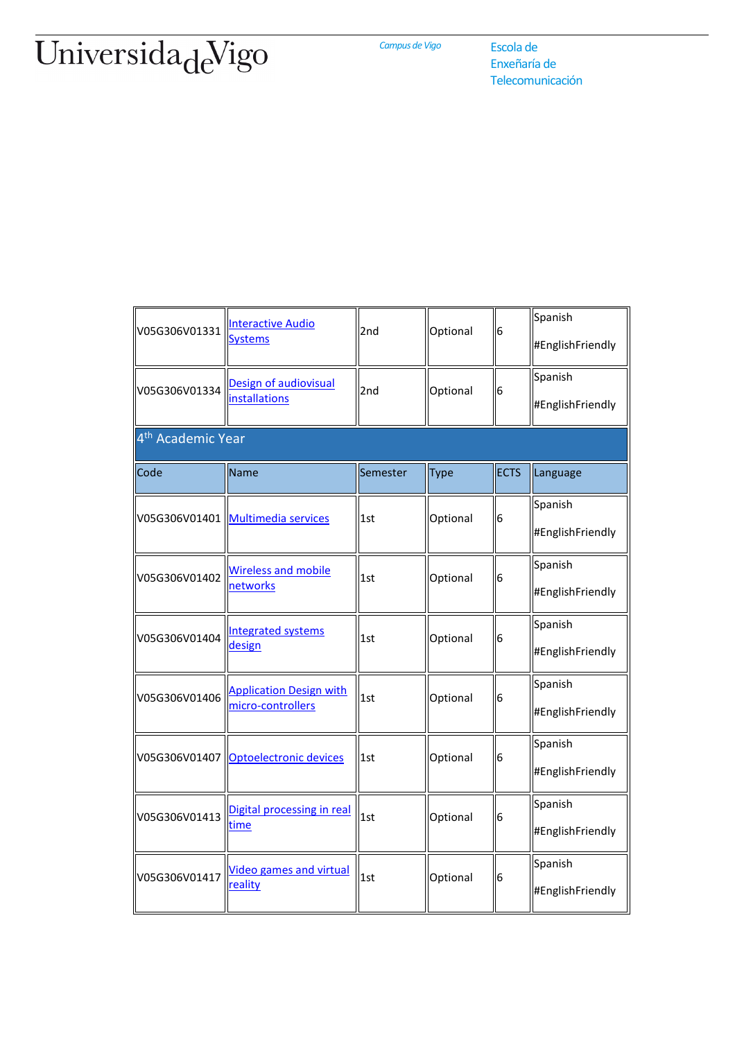| | | | | | |
|---|---|---|---|---|---|
| V05G306V01331 | Interactive Audio Systems | 2nd | Optional | 6 | Spanish #EnglishFriendly |
| V05G306V01334 | Design of audiovisual installations | 2nd | Optional | 6 | Spanish #EnglishFriendly |

## 4th Academic Year

| Code | Name | Semester | Type | ECTS | Language |
|---|---|---|---|---|---|
| V05G306V01401 | Multimedia services | 1st | Optional | 6 | Spanish #EnglishFriendly |
| V05G306V01402 | Wireless and mobile networks | 1st | Optional | 6 | Spanish #EnglishFriendly |
| V05G306V01404 | Integrated systems design | 1st | Optional | 6 | Spanish #EnglishFriendly |
| V05G306V01406 | Application Design with micro-controllers | 1st | Optional | 6 | Spanish #EnglishFriendly |
| V05G306V01407 | Optoelectronic devices | 1st | Optional | 6 | Spanish #EnglishFriendly |
| V05G306V01413 | Digital processing in real time | 1st | Optional | 6 | Spanish #EnglishFriendly |
| V05G306V01417 | Video games and virtual reality | 1st | Optional | 6 | Spanish #EnglishFriendly |